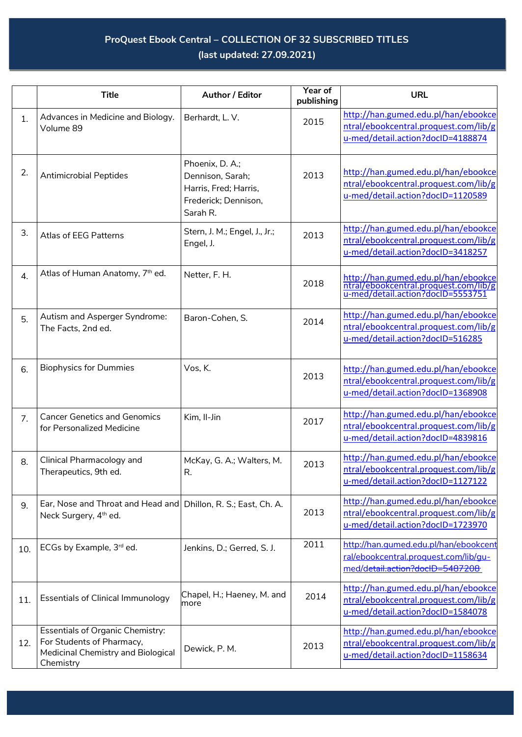# ProQuest Ebook Central – COLLECTION OF 32 SUBSCRIBED TITLES
## (last updated: 27.09.2021)

| | Title | Author / Editor | Year of publishing | URL |
|---|---|---|---|---|
| 1. | Advances in Medicine and Biology. Volume 89 | Berhardt, L. V. | 2015 | http://han.gumed.edu.pl/han/ebookcentral/ebookcentral.proquest.com/lib/gu-med/detail.action?docID=4188874 |
| 2. | Antimicrobial Peptides | Phoenix, D. A.; Dennison, Sarah; Harris, Fred; Harris, Frederick; Dennison, Sarah R. | 2013 | http://han.gumed.edu.pl/han/ebookcentral/ebookcentral.proquest.com/lib/gu-med/detail.action?docID=1120589 |
| 3. | Atlas of EEG Patterns | Stern, J. M.; Engel, J., Jr.; Engel, J. | 2013 | http://han.gumed.edu.pl/han/ebookcentral/ebookcentral.proquest.com/lib/gu-med/detail.action?docID=3418257 |
| 4. | Atlas of Human Anatomy, 7th ed. | Netter, F. H. | 2018 | http://han.gumed.edu.pl/han/ebookcentral/ebookcentral.proquest.com/lib/gu-med/detail.action?docID=5553751 |
| 5. | Autism and Asperger Syndrome: The Facts, 2nd ed. | Baron-Cohen, S. | 2014 | http://han.gumed.edu.pl/han/ebookcentral/ebookcentral.proquest.com/lib/gu-med/detail.action?docID=516285 |
| 6. | Biophysics for Dummies | Vos, K. | 2013 | http://han.gumed.edu.pl/han/ebookcentral/ebookcentral.proquest.com/lib/gu-med/detail.action?docID=1368908 |
| 7. | Cancer Genetics and Genomics for Personalized Medicine | Kim, Il-Jin | 2017 | http://han.gumed.edu.pl/han/ebookcentral/ebookcentral.proquest.com/lib/gu-med/detail.action?docID=4839816 |
| 8. | Clinical Pharmacology and Therapeutics, 9th ed. | McKay, G. A.; Walters, M. R. | 2013 | http://han.gumed.edu.pl/han/ebookcentral/ebookcentral.proquest.com/lib/gu-med/detail.action?docID=1127122 |
| 9. | Ear, Nose and Throat and Head and Neck Surgery, 4th ed. | Dhillon, R. S.; East, Ch. A. | 2013 | http://han.gumed.edu.pl/han/ebookcentral/ebookcentral.proquest.com/lib/gu-med/detail.action?docID=1723970 |
| 10. | ECGs by Example, 3rd ed. | Jenkins, D.; Gerred, S. J. | 2011 | http://han.gumed.edu.pl/han/ebookcentral/ebookcentral.proquest.com/lib/gu-med/detail.action?docID=5487208 |
| 11. | Essentials of Clinical Immunology | Chapel, H.; Haeney, M. and more | 2014 | http://han.gumed.edu.pl/han/ebookcentral/ebookcentral.proquest.com/lib/gu-med/detail.action?docID=1584078 |
| 12. | Essentials of Organic Chemistry: For Students of Pharmacy, Medicinal Chemistry and Biological Chemistry | Dewick, P. M. | 2013 | http://han.gumed.edu.pl/han/ebookcentral/ebookcentral.proquest.com/lib/gu-med/detail.action?docID=1158634 |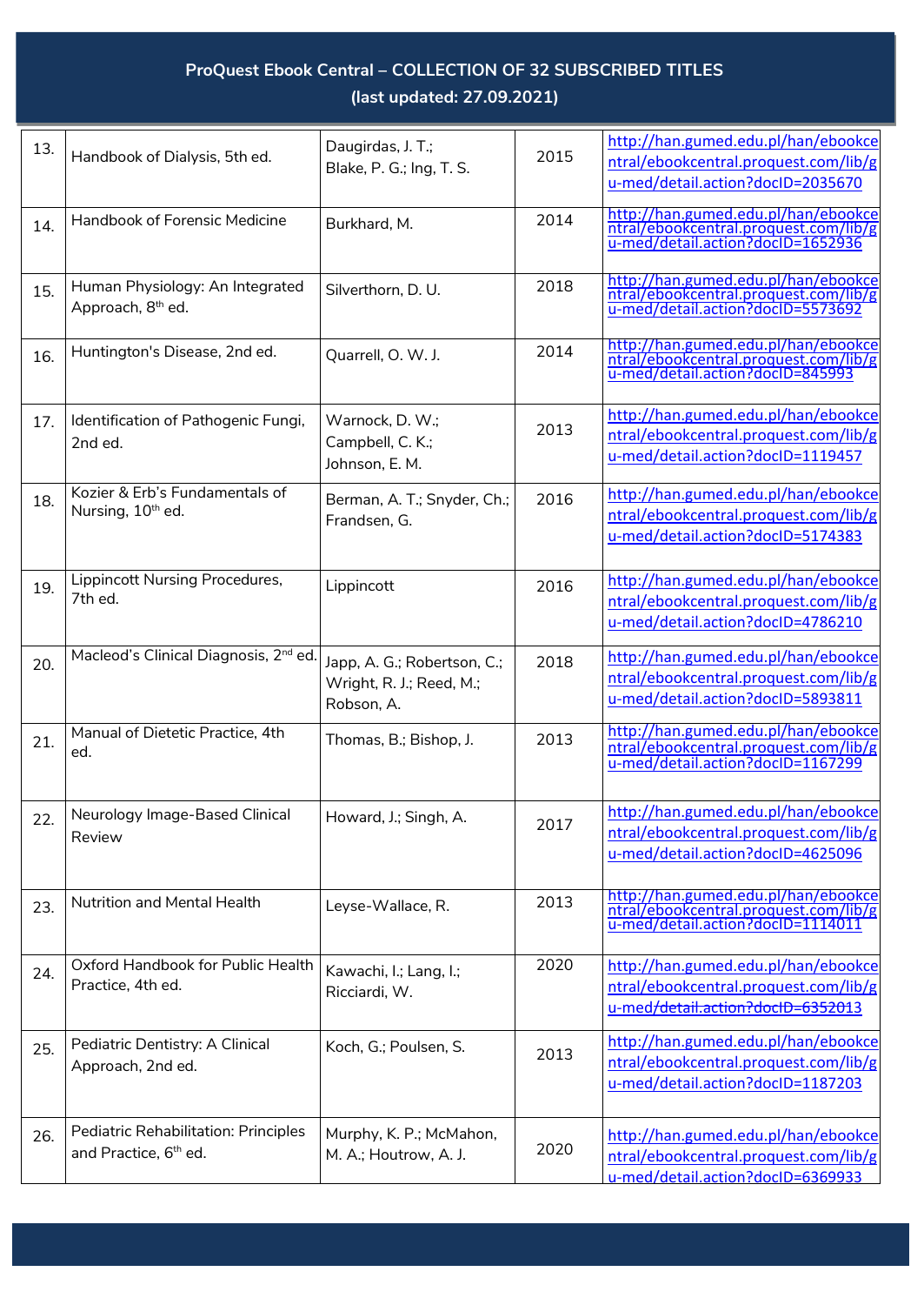**ProQuest Ebook Central – COLLECTION OF 32 SUBSCRIBED TITLES**
**(last updated: 27.09.2021)**

| | | | | |
|---|---|---|---|---|
| 13. | Handbook of Dialysis, 5th ed. | Daugirdas, J. T.; Blake, P. G.; Ing, T. S. | 2015 | http://han.gumed.edu.pl/han/ebookcentral/ebookcentral.proquest.com/lib/gu-med/detail.action?docID=2035670 |
| 14. | Handbook of Forensic Medicine | Burkhard, M. | 2014 | http://han.gumed.edu.pl/han/ebookcentral/ebookcentral.proquest.com/lib/gu-med/detail.action?docID=1652936 |
| 15. | Human Physiology: An Integrated Approach, 8th ed. | Silverthorn, D. U. | 2018 | http://han.gumed.edu.pl/han/ebookcentral/ebookcentral.proquest.com/lib/gu-med/detail.action?docID=5573692 |
| 16. | Huntington's Disease, 2nd ed. | Quarrell, O. W. J. | 2014 | http://han.gumed.edu.pl/han/ebookcentral/ebookcentral.proquest.com/lib/gu-med/detail.action?docID=845993 |
| 17. | Identification of Pathogenic Fungi, 2nd ed. | Warnock, D. W.; Campbell, C. K.; Johnson, E. M. | 2013 | http://han.gumed.edu.pl/han/ebookcentral/ebookcentral.proquest.com/lib/gu-med/detail.action?docID=1119457 |
| 18. | Kozier & Erb's Fundamentals of Nursing, 10th ed. | Berman, A. T.; Snyder, Ch.; Frandsen, G. | 2016 | http://han.gumed.edu.pl/han/ebookcentral/ebookcentral.proquest.com/lib/gu-med/detail.action?docID=5174383 |
| 19. | Lippincott Nursing Procedures, 7th ed. | Lippincott | 2016 | http://han.gumed.edu.pl/han/ebookcentral/ebookcentral.proquest.com/lib/gu-med/detail.action?docID=4786210 |
| 20. | Macleod's Clinical Diagnosis, 2nd ed. | Japp, A. G.; Robertson, C.; Wright, R. J.; Reed, M.; Robson, A. | 2018 | http://han.gumed.edu.pl/han/ebookcentral/ebookcentral.proquest.com/lib/gu-med/detail.action?docID=5893811 |
| 21. | Manual of Dietetic Practice, 4th ed. | Thomas, B.; Bishop, J. | 2013 | http://han.gumed.edu.pl/han/ebookcentral/ebookcentral.proquest.com/lib/gu-med/detail.action?docID=1167299 |
| 22. | Neurology Image-Based Clinical Review | Howard, J.; Singh, A. | 2017 | http://han.gumed.edu.pl/han/ebookcentral/ebookcentral.proquest.com/lib/gu-med/detail.action?docID=4625096 |
| 23. | Nutrition and Mental Health | Leyse-Wallace, R. | 2013 | http://han.gumed.edu.pl/han/ebookcentral/ebookcentral.proquest.com/lib/gu-med/detail.action?docID=1114011 |
| 24. | Oxford Handbook for Public Health Practice, 4th ed. | Kawachi, I.; Lang, I.; Ricciardi, W. | 2020 | http://han.gumed.edu.pl/han/ebookcentral/ebookcentral.proquest.com/lib/gu-med/detail.action?docID=6352013 |
| 25. | Pediatric Dentistry: A Clinical Approach, 2nd ed. | Koch, G.; Poulsen, S. | 2013 | http://han.gumed.edu.pl/han/ebookcentral/ebookcentral.proquest.com/lib/gu-med/detail.action?docID=1187203 |
| 26. | Pediatric Rehabilitation: Principles and Practice, 6th ed. | Murphy, K. P.; McMahon, M. A.; Houtrow, A. J. | 2020 | http://han.gumed.edu.pl/han/ebookcentral/ebookcentral.proquest.com/lib/gu-med/detail.action?docID=6369933 |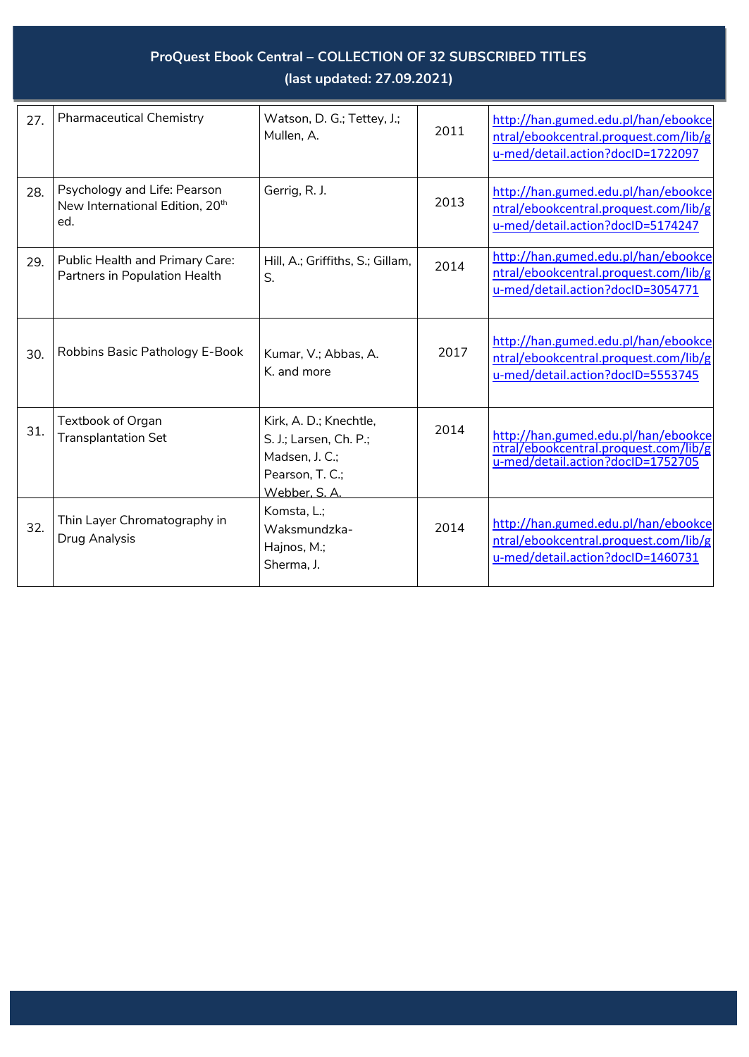**ProQuest Ebook Central – COLLECTION OF 32 SUBSCRIBED TITLES**
**(last updated: 27.09.2021)**

| | | | | |
|---|---|---|---|---|
| 27. | Pharmaceutical Chemistry | Watson, D. G.; Tettey, J.; Mullen, A. | 2011 | http://han.gumed.edu.pl/han/ebookcentral/ebookcentral.proquest.com/lib/gu-med/detail.action?docID=1722097 |
| 28. | Psychology and Life: Pearson New International Edition, 20th ed. | Gerrig, R. J. | 2013 | http://han.gumed.edu.pl/han/ebookcentral/ebookcentral.proquest.com/lib/gu-med/detail.action?docID=5174247 |
| 29. | Public Health and Primary Care: Partners in Population Health | Hill, A.; Griffiths, S.; Gillam, S. | 2014 | http://han.gumed.edu.pl/han/ebookcentral/ebookcentral.proquest.com/lib/gu-med/detail.action?docID=3054771 |
| 30. | Robbins Basic Pathology E-Book | Kumar, V.; Abbas, A. K. and more | 2017 | http://han.gumed.edu.pl/han/ebookcentral/ebookcentral.proquest.com/lib/gu-med/detail.action?docID=5553745 |
| 31. | Textbook of Organ Transplantation Set | Kirk, A. D.; Knechtle, S. J.; Larsen, Ch. P.; Madsen, J. C.; Pearson, T. C.; Webber, S. A. | 2014 | http://han.gumed.edu.pl/han/ebookcentral/ebookcentral.proquest.com/lib/gu-med/detail.action?docID=1752705 |
| 32. | Thin Layer Chromatography in Drug Analysis | Komsta, L.; Waksmundzka-Hajnos, M.; Sherma, J. | 2014 | http://han.gumed.edu.pl/han/ebookcentral/ebookcentral.proquest.com/lib/gu-med/detail.action?docID=1460731 |